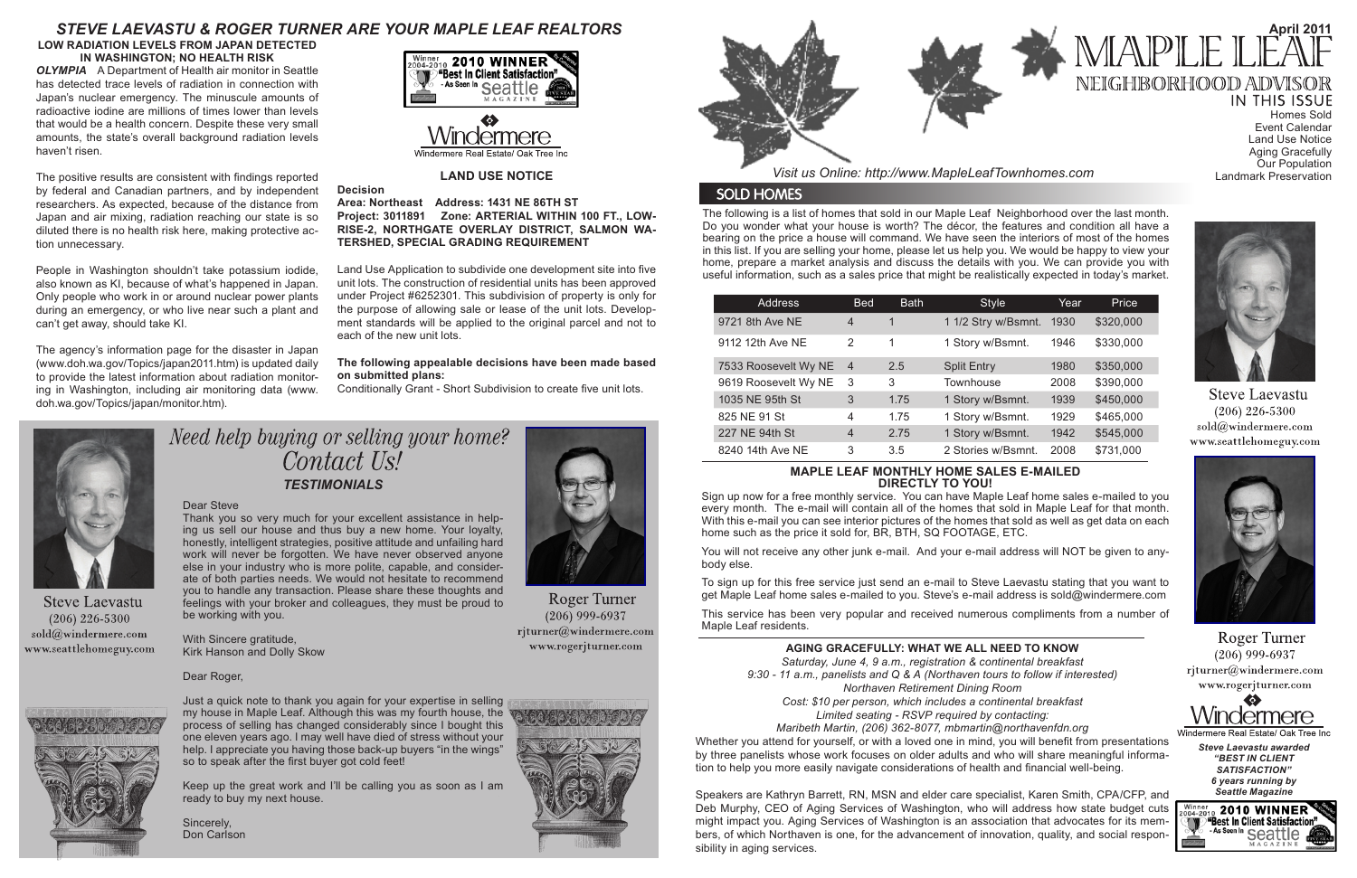# STEVE LAEVASTU & ROGER TURNER ARE YOUR MAPLE LEAF REALTORS

## LOW RADIATION LEVELS FROM JAPAN DETECTED IN WASHINGTON; NO HEALTH RISK

***OLYMPIA*** A Department of Health air monitor in Seattle has detected trace levels of radiation in connection with Japan's nuclear emergency. The minuscule amounts of radioactive iodine are millions of times lower than levels that would be a health concern. Despite these very small amounts, the state's overall background radiation levels haven't risen.

The positive results are consistent with findings reported by federal and Canadian partners, and by independent researchers. As expected, because of the distance from Japan and air mixing, radiation reaching our state is so diluted there is no health risk here, making protective action unnecessary.

People in Washington shouldn't take potassium iodide, also known as KI, because of what's happened in Japan. Only people who work in or around nuclear power plants during an emergency, or who live near such a plant and can't get away, should take KI.

The agency's information page for the disaster in Japan (www.doh.wa.gov/Topics/japan2011.htm) is updated daily to provide the latest information about radiation monitoring in Washington, including air monitoring data (www.doh.wa.gov/Topics/japan/monitor.htm).

Winner 2004-2010 **2010 WINNER** "Best In Client Satisfaction" - As Seen In Seattle Magazine

Windermere Real Estate/ Oak Tree Inc

## LAND USE NOTICE

**Decision**

**Area: Northeast Address: 1431 NE 86TH ST**

**Project: 3011891 Zone: ARTERIAL WITHIN 100 FT., LOW-RISE-2, NORTHGATE OVERLAY DISTRICT, SALMON WATERSHED, SPECIAL GRADING REQUIREMENT**

Land Use Application to subdivide one development site into five unit lots. The construction of residential units has been approved under Project #6252301. This subdivision of property is only for the purpose of allowing sale or lease of the unit lots. Development standards will be applied to the original parcel and not to each of the new unit lots.

**The following appealable decisions have been made based on submitted plans:**

Conditionally Grant - Short Subdivision to create five unit lots.

## *Need help buying or selling your home? Contact Us!*

Steve Laevastu
(206) 226-5300
sold@windermere.com
www.seattlehomeguy.com

Roger Turner
(206) 999-6937
rjturner@windermere.com
www.rogerjturner.com

### *TESTIMONIALS*

Dear Steve

Thank you so very much for your excellent assistance in helping us sell our house and thus buy a new home. Your loyalty, honestly, intelligent strategies, positive attitude and unfailing hard work will never be forgotten. We have never observed anyone else in your industry who is more polite, capable, and considerate of both parties needs. We would not hesitate to recommend you to handle any transaction. Please share these thoughts and feelings with your broker and colleagues, they must be proud to be working with you.

With Sincere gratitude,
Kirk Hanson and Dolly Skow

Dear Roger,

Just a quick note to thank you again for your expertise in selling my house in Maple Leaf. Although this was my fourth house, the process of selling has changed considerably since I bought this one eleven years ago. I may well have died of stress without your help. I appreciate you having those back-up buyers "in the wings" so to speak after the first buyer got cold feet!

Keep up the great work and I'll be calling you as soon as I am ready to buy my next house.

Sincerely,
Don Carlson

# MAPLE LEAF NEIGHBORHOOD ADVISOR

April 2011

*Visit us Online: http://www.MapleLeafTownhomes.com*

**IN THIS ISSUE**
- Homes Sold
- Event Calendar
- Land Use Notice
- Aging Gracefully
- Our Population
- Landmark Preservation

## SOLD HOMES

The following is a list of homes that sold in our Maple Leaf Neighborhood over the last month. Do you wonder what your house is worth? The décor, the features and condition all have a bearing on the price a house will command. We have seen the interiors of most of the homes in this list. If you are selling your home, please let us help you. We would be happy to view your home, prepare a market analysis and discuss the details with you. We can provide you with useful information, such as a sales price that might be realistically expected in today's market.

| Address | Bed | Bath | Style | Year | Price |
|---|---|---|---|---|---|
| 9721 8th Ave NE | 4 | 1 | 1 1/2 Stry w/Bsmnt. | 1930 | $320,000 |
| 9112 12th Ave NE | 2 | 1 | 1 Story w/Bsmnt. | 1946 | $330,000 |
| 7533 Roosevelt Wy NE | 4 | 2.5 | Split Entry | 1980 | $350,000 |
| 9619 Roosevelt Wy NE | 3 | 3 | Townhouse | 2008 | $390,000 |
| 1035 NE 95th St | 3 | 1.75 | 1 Story w/Bsmnt. | 1939 | $450,000 |
| 825 NE 91 St | 4 | 1.75 | 1 Story w/Bsmnt. | 1929 | $465,000 |
| 227 NE 94th St | 4 | 2.75 | 1 Story w/Bsmnt. | 1942 | $545,000 |
| 8240 14th Ave NE | 3 | 3.5 | 2 Stories w/Bsmnt. | 2008 | $731,000 |

### MAPLE LEAF MONTHLY HOME SALES E-MAILED DIRECTLY TO YOU!

Sign up now for a free monthly service. You can have Maple Leaf home sales e-mailed to you every month. The e-mail will contain all of the homes that sold in Maple Leaf for that month. With this e-mail you can see interior pictures of the homes that sold as well as get data on each home such as the price it sold for, BR, BTH, SQ FOOTAGE, ETC.

You will not receive any other junk e-mail. And your e-mail address will NOT be given to anybody else.

To sign up for this free service just send an e-mail to Steve Laevastu stating that you want to get Maple Leaf home sales e-mailed to you. Steve's e-mail address is sold@windermere.com

This service has been very popular and received numerous compliments from a number of Maple Leaf residents.

### AGING GRACEFULLY: WHAT WE ALL NEED TO KNOW

*Saturday, June 4, 9 a.m., registration & continental breakfast*
*9:30 - 11 a.m., panelists and Q & A (Northaven tours to follow if interested)*
*Northaven Retirement Dining Room*
*Cost: $10 per person, which includes a continental breakfast*
*Limited seating - RSVP required by contacting:*
*Maribeth Martin, (206) 362-8077, mbmartin@northavenfdn.org*

Whether you attend for yourself, or with a loved one in mind, you will benefit from presentations by three panelists whose work focuses on older adults and who will share meaningful information to help you more easily navigate considerations of health and financial well-being.

Speakers are Kathryn Barrett, RN, MSN and elder care specialist, Karen Smith, CPA/CFP, and Deb Murphy, CEO of Aging Services of Washington, who will address how state budget cuts might impact you. Aging Services of Washington is an association that advocates for its members, of which Northaven is one, for the advancement of innovation, quality, and social responsibility in aging services.

Steve Laevastu
(206) 226-5300
sold@windermere.com
www.seattlehomeguy.com

Roger Turner
(206) 999-6937
rjturner@windermere.com
www.rogerjturner.com

Windermere Real Estate/ Oak Tree Inc

***Steve Laevastu awarded "BEST IN CLIENT SATISFACTION" 6 years running by Seattle Magazine***

Winner 2004-2010 **2010 WINNER** "Best In Client Satisfaction" - As Seen In Seattle Magazine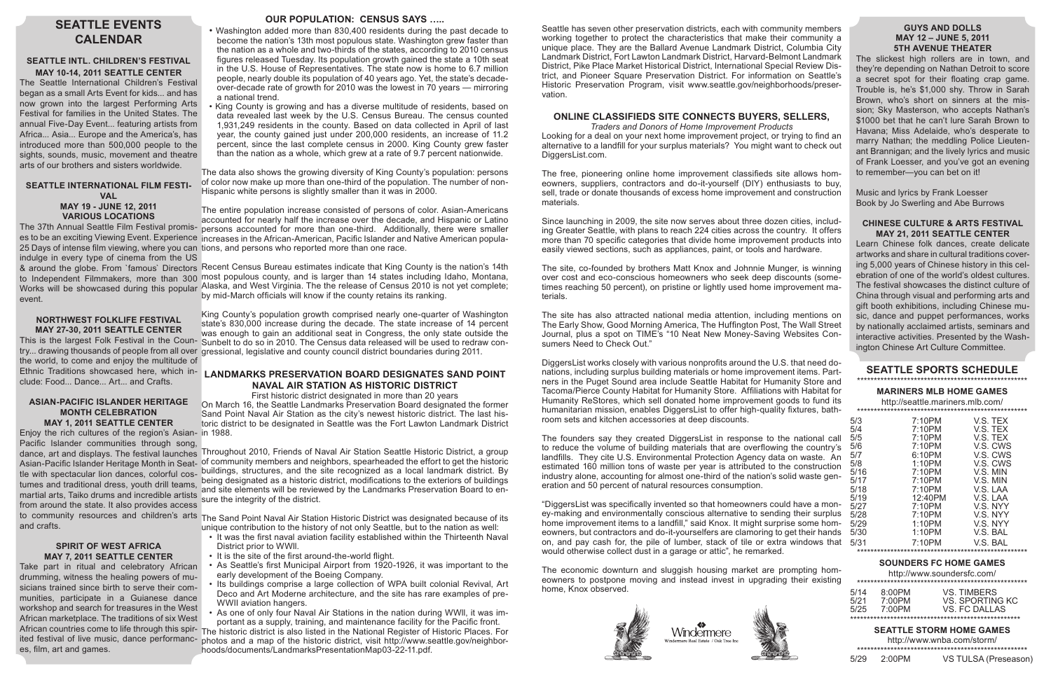# SEATTLE EVENTS CALENDAR

### SEATTLE INTL. CHILDREN'S FESTIVAL
**MAY 10-14, 2011 SEATTLE CENTER**

The Seattle International Children's Festival began as a small Arts Event for kids... and has now grown into the largest Performing Arts Festival for families in the United States. The annual Five-Day Event... featuring artists from Africa... Asia... Europe and the America's, has introduced more than 500,000 people to the sights, sounds, music, movement and theatre arts of our brothers and sisters worldwide.

### SEATTLE INTERNATIONAL FILM FESTIVAL
**MAY 19 - JUNE 12, 2011**
**VARIOUS LOCATIONS**

The 37th Annual Seattle Film Festival promises to be an exciting Viewing Event. Experience 25 Days of intense film viewing, where you can indulge in every type of cinema from the US & around the globe. From `famous' Directors to Independent Filmmakers, more than 300 Works will be showcased during this popular event.

### NORTHWEST FOLKLIFE FESTIVAL
**MAY 27-30, 2011 SEATTLE CENTER**

This is the largest Folk Festival in the Country... drawing thousands of people from all over the world, to come and enjoy the multitude of Ethnic Traditions showcased here, which include: Food... Dance... Art... and Crafts.

### ASIAN-PACIFIC ISLANDER HERITAGE MONTH CELEBRATION
**MAY 1, 2011 SEATTLE CENTER**

Enjoy the rich cultures of the region's Asian-Pacific Islander communities through song, dance, art and displays. The festival launches Asian-Pacific Islander Heritage Month in Seattle with spectacular lion dances, colorful costumes and traditional dress, youth drill teams, martial arts, Taiko drums and incredible artists from around the state. It also provides access to community resources and children's arts and crafts.

### SPIRIT OF WEST AFRICA
**MAY 7, 2011 SEATTLE CENTER**

Take part in ritual and celebratory African drumming, witness the healing powers of musicians trained since birth to serve their communities, participate in a Guianese dance workshop and search for treasures in the West African marketplace. The traditions of six West African countries come to life through this spirited festival of live music, dance performances, film, art and games.

## OUR POPULATION: CENSUS SAYS .....

- Washington added more than 830,400 residents during the past decade to become the nation's 13th most populous state. Washington grew faster than the nation as a whole and two-thirds of the states, according to 2010 census figures released Tuesday. Its population growth gained the state a 10th seat in the U.S. House of Representatives. The state now is home to 6.7 million people, nearly double its population of 40 years ago. Yet, the state's decade-over-decade rate of growth for 2010 was the lowest in 70 years — mirroring a national trend.
- King County is growing and has a diverse multitude of residents, based on data revealed last week by the U.S. Census Bureau. The census counted 1,931,249 residents in the county. Based on data collected in April of last year, the county gained just under 200,000 residents, an increase of 11.2 percent, since the last complete census in 2000. King County grew faster than the nation as a whole, which grew at a rate of 9.7 percent nationwide.

The data also shows the growing diversity of King County's population: persons of color now make up more than one-third of the population. The number of non-Hispanic white persons is slightly smaller than it was in 2000.

The entire population increase consisted of persons of color. Asian-Americans accounted for nearly half the increase over the decade, and Hispanic or Latino persons accounted for more than one-third. Additionally, there were smaller increases in the African-American, Pacific Islander and Native American populations, and persons who reported more than one race.

Recent Census Bureau estimates indicate that King County is the nation's 14th most populous county, and is larger than 14 states including Idaho, Montana, Alaska, and West Virginia. The release of Census 2010 is not yet complete; by mid-March officials will know if the county retains its ranking.

King County's population growth comprised nearly one-quarter of Washington state's 830,000 increase during the decade. The state increase of 14 percent was enough to gain an additional seat in Congress, the only state outside the Sunbelt to do so in 2010. The Census data released will be used to redraw congressional, legislative and county council district boundaries during 2011.

## LANDMARKS PRESERVATION BOARD DESIGNATES SAND POINT NAVAL AIR STATION AS HISTORIC DISTRICT

First historic district designated in more than 20 years

On March 16, the Seattle Landmarks Preservation Board designated the former Sand Point Naval Air Station as the city's newest historic district. The last historic district to be designated in Seattle was the Fort Lawton Landmark District in 1988.

Throughout 2010, Friends of Naval Air Station Seattle Historic District, a group of community members and neighbors, spearheaded the effort to get the historic buildings, structures, and the site recognized as a local landmark district. By being designated as a historic district, modifications to the exteriors of buildings and site elements will be reviewed by the Landmarks Preservation Board to ensure the integrity of the district.

The Sand Point Naval Air Station Historic District was designated because of its unique contribution to the history of not only Seattle, but to the nation as well:

- It was the first naval aviation facility established within the Thirteenth Naval District prior to WWII.
- It is the site of the first around-the-world flight.
- As Seattle's first Municipal Airport from 1920-1926, it was important to the early development of the Boeing Company.
- Its buildings comprise a large collection of WPA built colonial Revival, Art Deco and Art Moderne architecture, and the site has rare examples of pre-WWII aviation hangers.
- As one of only four Naval Air Stations in the nation during WWII, it was important as a supply, training, and maintenance facility for the Pacific front.

The historic district is also listed in the National Register of Historic Places. For photos and a map of the historic district, visit http://www.seattle.gov/neighborhoods/documents/LandmarksPresentationMap03-22-11.pdf.

Seattle has seven other preservation districts, each with community members working together to protect the characteristics that make their community a unique place. They are the Ballard Avenue Landmark District, Columbia City Landmark District, Fort Lawton Landmark District, Harvard-Belmont Landmark District, Pike Place Market Historical District, International Special Review District, and Pioneer Square Preservation District. For information on Seattle's Historic Preservation Program, visit www.seattle.gov/neighborhoods/preservation.

## ONLINE CLASSIFIEDS SITE CONNECTS BUYERS, SELLERS,

*Traders and Donors of Home Improvement Products*

Looking for a deal on your next home improvement project, or trying to find an alternative to a landfill for your surplus materials? You might want to check out DiggersList.com.

The free, pioneering online home improvement classifieds site allows homeowners, suppliers, contractors and do-it-yourself (DIY) enthusiasts to buy, sell, trade or donate thousands of excess home improvement and construction materials.

Since launching in 2009, the site now serves about three dozen cities, including Greater Seattle, with plans to reach 224 cities across the country. It offers more than 70 specific categories that divide home improvement products into easily viewed sections, such as appliances, paint, or tools and hardware.

The site, co-founded by brothers Matt Knox and Johnnie Munger, is winning over cost and eco-conscious homeowners who seek deep discounts (sometimes reaching 50 percent), on pristine or lightly used home improvement materials.

The site has also attracted national media attention, including mentions on The Early Show, Good Morning America, The Huffington Post, The Wall Street Journal, plus a spot on TIME's "10 Neat New Money-Saving Websites Consumers Need to Check Out."

DiggersList works closely with various nonprofits around the U.S. that need donations, including surplus building materials or home improvement items. Partners in the Puget Sound area include Seattle Habitat for Humanity Store and Tacoma/Pierce County Habitat for Humanity Store. Affiliations with Habitat for Humanity ReStores, which sell donated home improvement goods to fund its humanitarian mission, enables DiggersList to offer high-quality fixtures, bathroom sets and kitchen accessories at deep discounts.

The founders say they created DiggersList in response to the national call to reduce the volume of building materials that are overflowing the country's landfills. They cite U.S. Environmental Protection Agency data on waste. An estimated 160 million tons of waste per year is attributed to the construction industry alone, accounting for almost one-third of the nation's solid waste generation and 50 percent of natural resources consumption.

"DiggersList was specifically invented so that homeowners could have a money-making and environmentally conscious alternative to sending their surplus home improvement items to a landfill," said Knox. It might surprise some homeowners, but contractors and do-it-yourselfers are clamoring to get their hands on, and pay cash for, the pile of lumber, stack of tile or extra windows that would otherwise collect dust in a garage or attic", he remarked.

The economic downturn and sluggish housing market are prompting homeowners to postpone moving and instead invest in upgrading their existing home, Knox observed.

Windermere
Windermere Real Estate / Oak Tree Inc

### GUYS AND DOLLS
**MAY 12 – JUNE 5, 2011**
**5TH AVENUE THEATER**

The slickest high rollers are in town, and they're depending on Nathan Detroit to score a secret spot for their floating crap game. Trouble is, he's $1,000 shy. Throw in Sarah Brown, who's short on sinners at the mission; Sky Masterson, who accepts Nathan's $1000 bet that he can't lure Sarah Brown to Havana; Miss Adelaide, who's desperate to marry Nathan; the meddling Police Lieutenant Brannigan; and the lively lyrics and music of Frank Loesser, and you've got an evening to remember—you can bet on it!

Music and lyrics by Frank Loesser
Book by Jo Swerling and Abe Burrows

### CHINESE CULTURE & ARTS FESTIVAL
**MAY 21, 2011 SEATTLE CENTER**

Learn Chinese folk dances, create delicate artworks and share in cultural traditions covering 5,000 years of Chinese history in this celebration of one of the world's oldest cultures. The festival showcases the distinct culture of China through visual and performing arts and gift booth exhibitions, including Chinese music, dance and puppet performances, works by nationally acclaimed artists, seminars and interactive activities. Presented by the Washington Chinese Art Culture Committee.

## SEATTLE SPORTS SCHEDULE

### MARINERS MLB HOME GAMES
http://seattle.mariners.mlb.com/

| | | |
|---|---|---|
| 5/3 | 7:10PM | V.S. TEX |
| 5/4 | 7:10PM | V.S. TEX |
| 5/5 | 7:10PM | V.S. TEX |
| 5/6 | 7:10PM | V.S. CWS |
| 5/7 | 6:10PM | V.S. CWS |
| 5/8 | 1:10PM | V.S. CWS |
| 5/16 | 7:10PM | V.S. MIN |
| 5/17 | 7:10PM | V.S. MIN |
| 5/18 | 7:10PM | V.S. LAA |
| 5/19 | 12:40PM | V.S. LAA |
| 5/27 | 7:10PM | V.S. NYY |
| 5/28 | 7:10PM | V.S. NYY |
| 5/29 | 1:10PM | V.S. NYY |
| 5/30 | 1:10PM | V.S. BAL |
| 5/31 | 7:10PM | V.S. BAL |

### SOUNDERS FC HOME GAMES
http://www.soundersfc.com/

| | | |
|---|---|---|
| 5/14 | 8:00PM | VS. TIMBERS |
| 5/21 | 7:00PM | VS. SPORTING KC |
| 5/25 | 7:00PM | VS. FC DALLAS |

### SEATTLE STORM HOME GAMES
http://www.wnba.com/storm/

| | | |
|---|---|---|
| 5/29 | 2:00PM | VS TULSA (Preseason) |